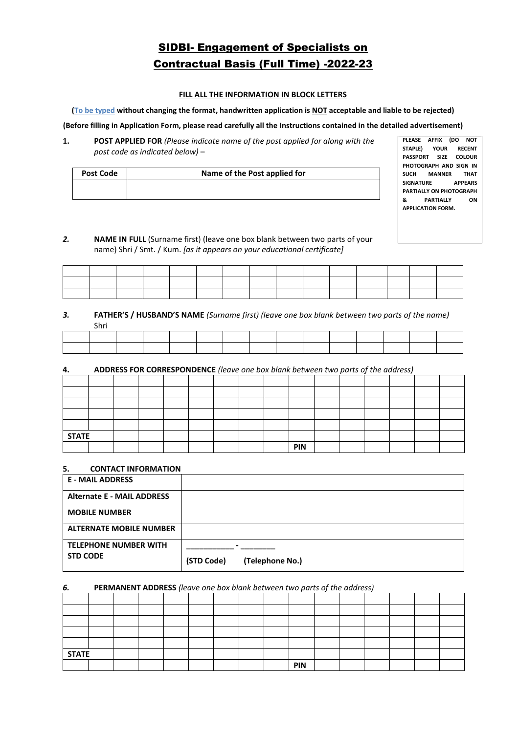# SIDBI- Engagement of Specialists on Contractual Basis (Full Time) -2022-23

**FILL ALL THE INFORMATION IN BLOCK LETTERS**

**(To be typed without changing the format, handwritten application is NOT acceptable and liable to be rejected)**

**(Before filling in Application Form, please read carefully all the Instructions contained in the detailed advertisement)**

**1. POST APPLIED FOR** *(Please indicate name of the post applied for along with the post code as indicated below)* –

| Post Code | Name of the Post applied for |
|---|---|
| | |

**PLEASE AFFIX (DO NOT STAPLE) YOUR RECENT PASSPORT SIZE COLOUR PHOTOGRAPH AND SIGN IN SUCH MANNER THAT SIGNATURE APPEARS PARTIALLY ON PHOTOGRAPH & PARTIALLY ON APPLICATION FORM.**

***2.*** **NAME IN FULL** (Surname first) (leave one box blank between two parts of your name) Shri / Smt. / Kum. *[as it appears on your educational certificate]*

| | | | | | | | | | | | | | | |
|---|---|---|---|---|---|---|---|---|---|---|---|---|---|---|
| | | | | | | | | | | | | | | |
| | | | | | | | | | | | | | | |
| | | | | | | | | | | | | | | |

***3.*** **FATHER'S / HUSBAND'S NAME** *(Surname first) (leave one box blank between two parts of the name)*
Shri

| | | | | | | | | | | | | | | |
|---|---|---|---|---|---|---|---|---|---|---|---|---|---|---|
| | | | | | | | | | | | | | | |
| | | | | | | | | | | | | | | |

**4. ADDRESS FOR CORRESPONDENCE** *(leave one box blank between two parts of the address)*

| | | | | | | | | | | | | | | | |
|---|---|---|---|---|---|---|---|---|---|---|---|---|---|---|---|
| | | | | | | | | | | | | | | | |
| | | | | | | | | | | | | | | | |
| | | | | | | | | | | | | | | | |
| | | | | | | | | | | | | | | | |
| | | | | | | | | | | | | | | | |
| **STATE** | | | | | | | | | | | | | | | |
| | | | | | | | | | **PIN** | | | | | | |

**5. CONTACT INFORMATION**

| | |
|---|---|
| **E - MAIL ADDRESS** | |
| **Alternate E - MAIL ADDRESS** | |
| **MOBILE NUMBER** | |
| **ALTERNATE MOBILE NUMBER** | |
| **TELEPHONE NUMBER WITH STD CODE** | ___________ - ________ **(STD Code) (Telephone No.)** |

***6.*** **PERMANENT ADDRESS** *(leave one box blank between two parts of the address)*

| | | | | | | | | | | | | | | | |
|---|---|---|---|---|---|---|---|---|---|---|---|---|---|---|---|
| | | | | | | | | | | | | | | | |
| | | | | | | | | | | | | | | | |
| | | | | | | | | | | | | | | | |
| | | | | | | | | | | | | | | | |
| | | | | | | | | | | | | | | | |
| **STATE** | | | | | | | | | | | | | | | |
| | | | | | | | | | **PIN** | | | | | | |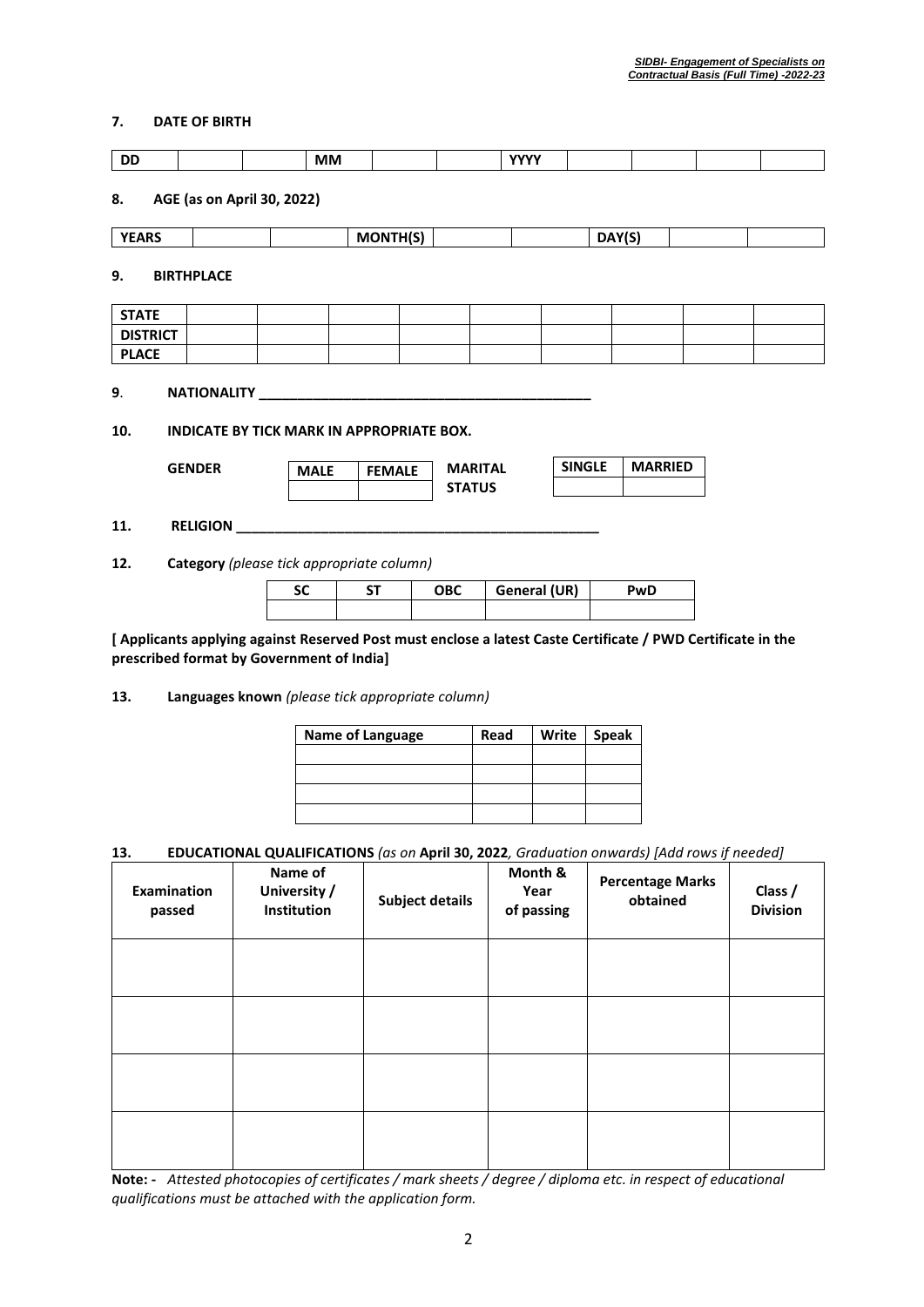**7. DATE OF BIRTH**

| DD | | | MM | | | YYYY | | | | |
|---|---|---|---|---|---|---|---|---|---|---|

**8. AGE (as on April 30, 2022)**

| YEARS | | | MONTH(S) | | | DAY(S) | | |
|---|---|---|---|---|---|---|---|---|

**9. BIRTHPLACE**

| STATE | | | | | | | | | |
|---|---|---|---|---|---|---|---|---|---|
| DISTRICT | | | | | | | | | |
| PLACE | | | | | | | | | |

**9. NATIONALITY** \_\_\_\_\_\_\_\_\_\_\_\_\_\_\_\_\_\_\_\_\_\_\_\_\_\_\_\_\_\_\_\_\_\_\_\_\_\_\_\_\_\_

**10. INDICATE BY TICK MARK IN APPROPRIATE BOX.**

**GENDER**

| MALE | FEMALE |
|---|---|
| | |

**MARITAL STATUS**

| SINGLE | MARRIED |
|---|---|
| | |

**11. RELIGION** \_\_\_\_\_\_\_\_\_\_\_\_\_\_\_\_\_\_\_\_\_\_\_\_\_\_\_\_\_\_\_\_\_\_\_\_\_\_\_\_\_\_\_\_\_\_\_

**12. Category** *(please tick appropriate column)*

| SC | ST | OBC | General (UR) | PwD |
|---|---|---|---|---|
| | | | | |

**[ Applicants applying against Reserved Post must enclose a latest Caste Certificate / PWD Certificate in the prescribed format by Government of India]**

**13. Languages known** *(please tick appropriate column)*

| Name of Language | Read | Write | Speak |
|---|---|---|---|
| | | | |
| | | | |
| | | | |
| | | | |

**13. EDUCATIONAL QUALIFICATIONS** *(as on* **April 30, 2022***, Graduation onwards) [Add rows if needed]*

| Examination passed | Name of University / Institution | Subject details | Month & Year of passing | Percentage Marks obtained | Class / Division |
|---|---|---|---|---|---|
| | | | | | |
| | | | | | |
| | | | | | |
| | | | | | |

**Note: -** *Attested photocopies of certificates / mark sheets / degree / diploma etc. in respect of educational qualifications must be attached with the application form.*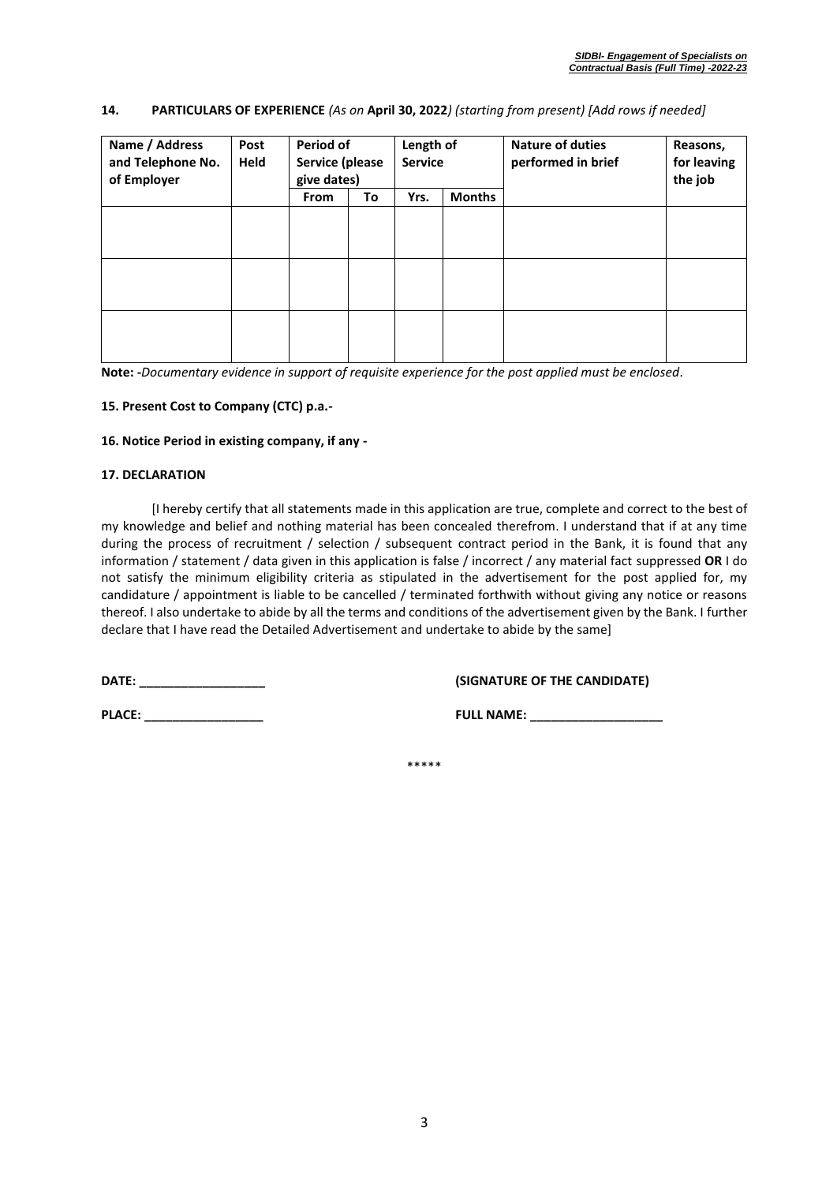**14. PARTICULARS OF EXPERIENCE** *(As on* **April 30, 2022***) (starting from present) [Add rows if needed]*

| Name / Address and Telephone No. of Employer | Post Held | Period of Service (please give dates) | | Length of Service | | Nature of duties performed in brief | Reasons, for leaving the job |
|---|---|---|---|---|---|---|---|
| | | From | To | Yrs. | Months | | |
| | | | | | | | |
| | | | | | | | |
| | | | | | | | |

**Note: -***Documentary evidence in support of requisite experience for the post applied must be enclosed*.

**15. Present Cost to Company (CTC) p.a.-**

**16. Notice Period in existing company, if any -**

**17. DECLARATION**

[I hereby certify that all statements made in this application are true, complete and correct to the best of my knowledge and belief and nothing material has been concealed therefrom. I understand that if at any time during the process of recruitment / selection / subsequent contract period in the Bank, it is found that any information / statement / data given in this application is false / incorrect / any material fact suppressed **OR** I do not satisfy the minimum eligibility criteria as stipulated in the advertisement for the post applied for, my candidature / appointment is liable to be cancelled / terminated forthwith without giving any notice or reasons thereof. I also undertake to abide by all the terms and conditions of the advertisement given by the Bank. I further declare that I have read the Detailed Advertisement and undertake to abide by the same]

**DATE: ___________________** **(SIGNATURE OF THE CANDIDATE)**

**PLACE: __________________** **FULL NAME: ____________________**

*****